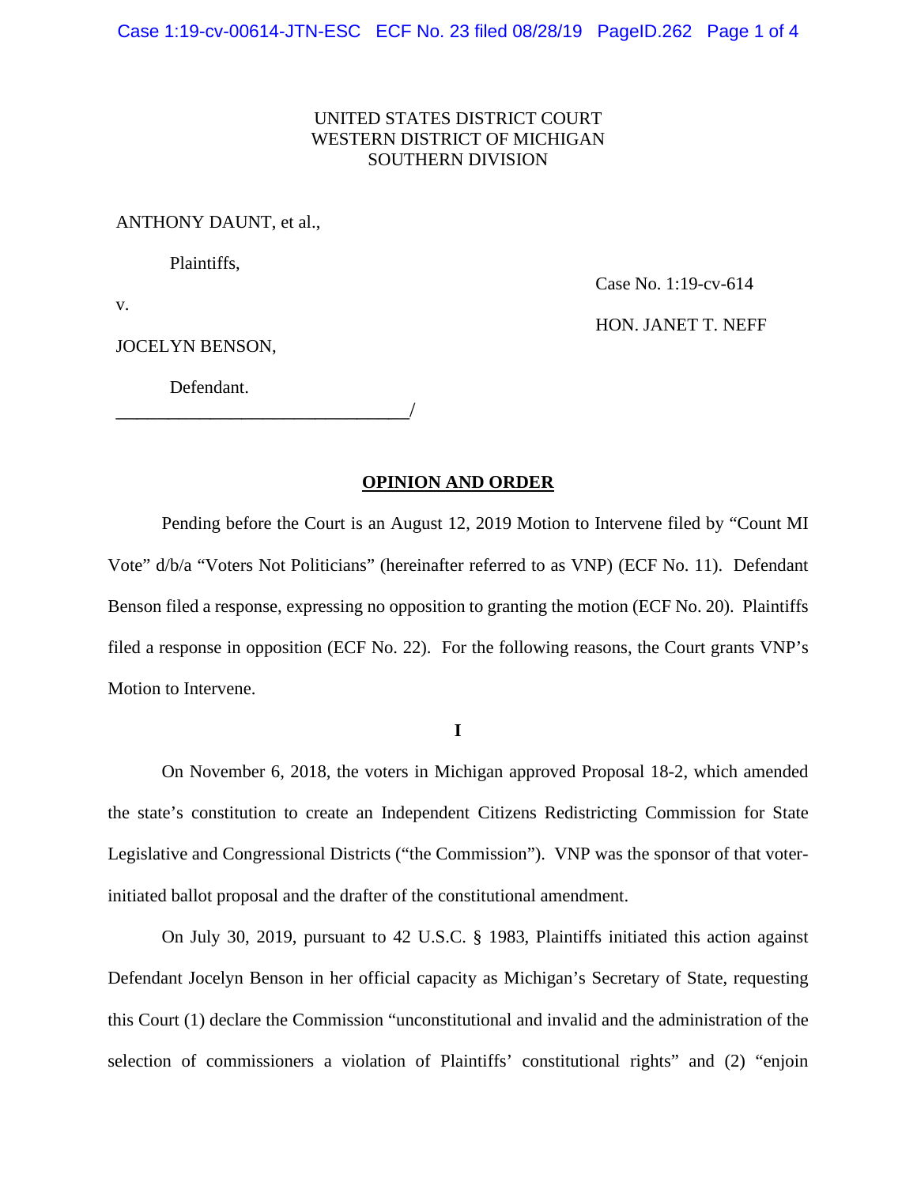UNITED STATES DISTRICT COURT
WESTERN DISTRICT OF MICHIGAN
SOUTHERN DIVISION

ANTHONY DAUNT, et al.,

Plaintiffs,

v.

JOCELYN BENSON,

Defendant.

_________________________________/

Case No. 1:19-cv-614

HON. JANET T. NEFF

**OPINION AND ORDER**

Pending before the Court is an August 12, 2019 Motion to Intervene filed by "Count MI Vote" d/b/a "Voters Not Politicians" (hereinafter referred to as VNP) (ECF No. 11). Defendant Benson filed a response, expressing no opposition to granting the motion (ECF No. 20). Plaintiffs filed a response in opposition (ECF No. 22). For the following reasons, the Court grants VNP's Motion to Intervene.

**I**

On November 6, 2018, the voters in Michigan approved Proposal 18-2, which amended the state's constitution to create an Independent Citizens Redistricting Commission for State Legislative and Congressional Districts ("the Commission"). VNP was the sponsor of that voter-initiated ballot proposal and the drafter of the constitutional amendment.

On July 30, 2019, pursuant to 42 U.S.C. § 1983, Plaintiffs initiated this action against Defendant Jocelyn Benson in her official capacity as Michigan's Secretary of State, requesting this Court (1) declare the Commission "unconstitutional and invalid and the administration of the selection of commissioners a violation of Plaintiffs' constitutional rights" and (2) "enjoin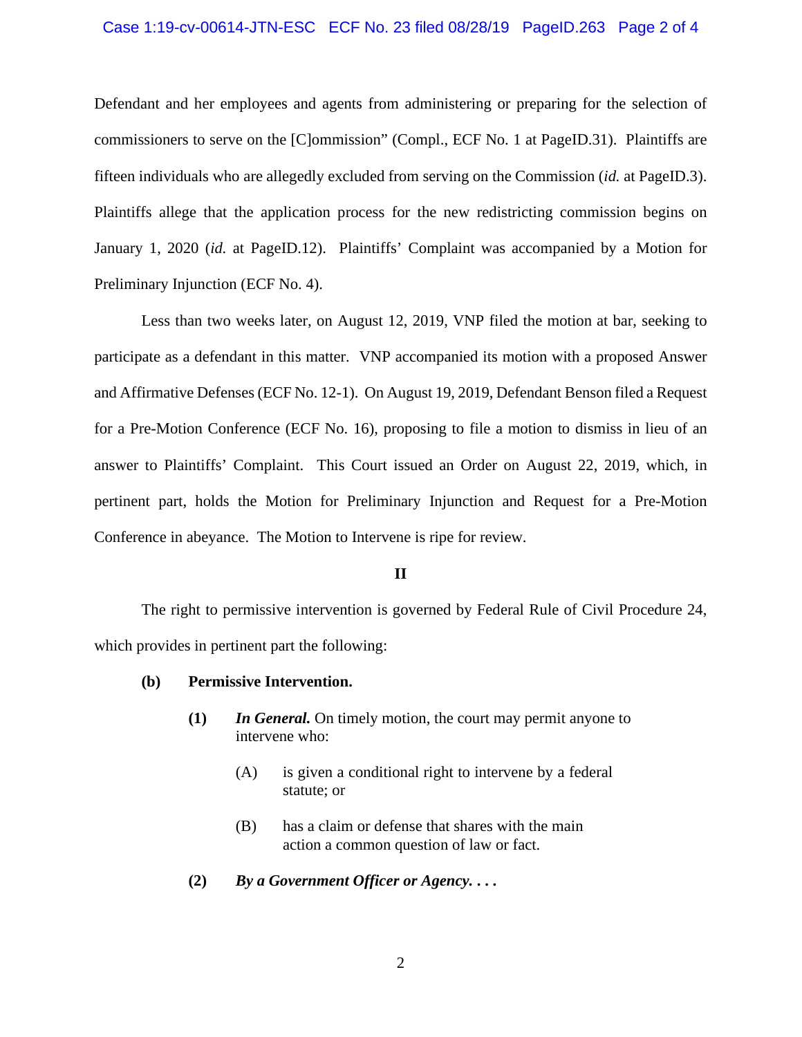Defendant and her employees and agents from administering or preparing for the selection of commissioners to serve on the [C]ommission" (Compl., ECF No. 1 at PageID.31). Plaintiffs are fifteen individuals who are allegedly excluded from serving on the Commission (*id.* at PageID.3). Plaintiffs allege that the application process for the new redistricting commission begins on January 1, 2020 (*id.* at PageID.12). Plaintiffs' Complaint was accompanied by a Motion for Preliminary Injunction (ECF No. 4).

Less than two weeks later, on August 12, 2019, VNP filed the motion at bar, seeking to participate as a defendant in this matter. VNP accompanied its motion with a proposed Answer and Affirmative Defenses (ECF No. 12-1). On August 19, 2019, Defendant Benson filed a Request for a Pre-Motion Conference (ECF No. 16), proposing to file a motion to dismiss in lieu of an answer to Plaintiffs' Complaint. This Court issued an Order on August 22, 2019, which, in pertinent part, holds the Motion for Preliminary Injunction and Request for a Pre-Motion Conference in abeyance. The Motion to Intervene is ripe for review.

**II**

The right to permissive intervention is governed by Federal Rule of Civil Procedure 24, which provides in pertinent part the following:

> **(b) Permissive Intervention.**
>
> **(1)** ***In General.*** On timely motion, the court may permit anyone to intervene who:
>
> (A) is given a conditional right to intervene by a federal statute; or
>
> (B) has a claim or defense that shares with the main action a common question of law or fact.
>
> **(2)** ***By a Government Officer or Agency. . . .***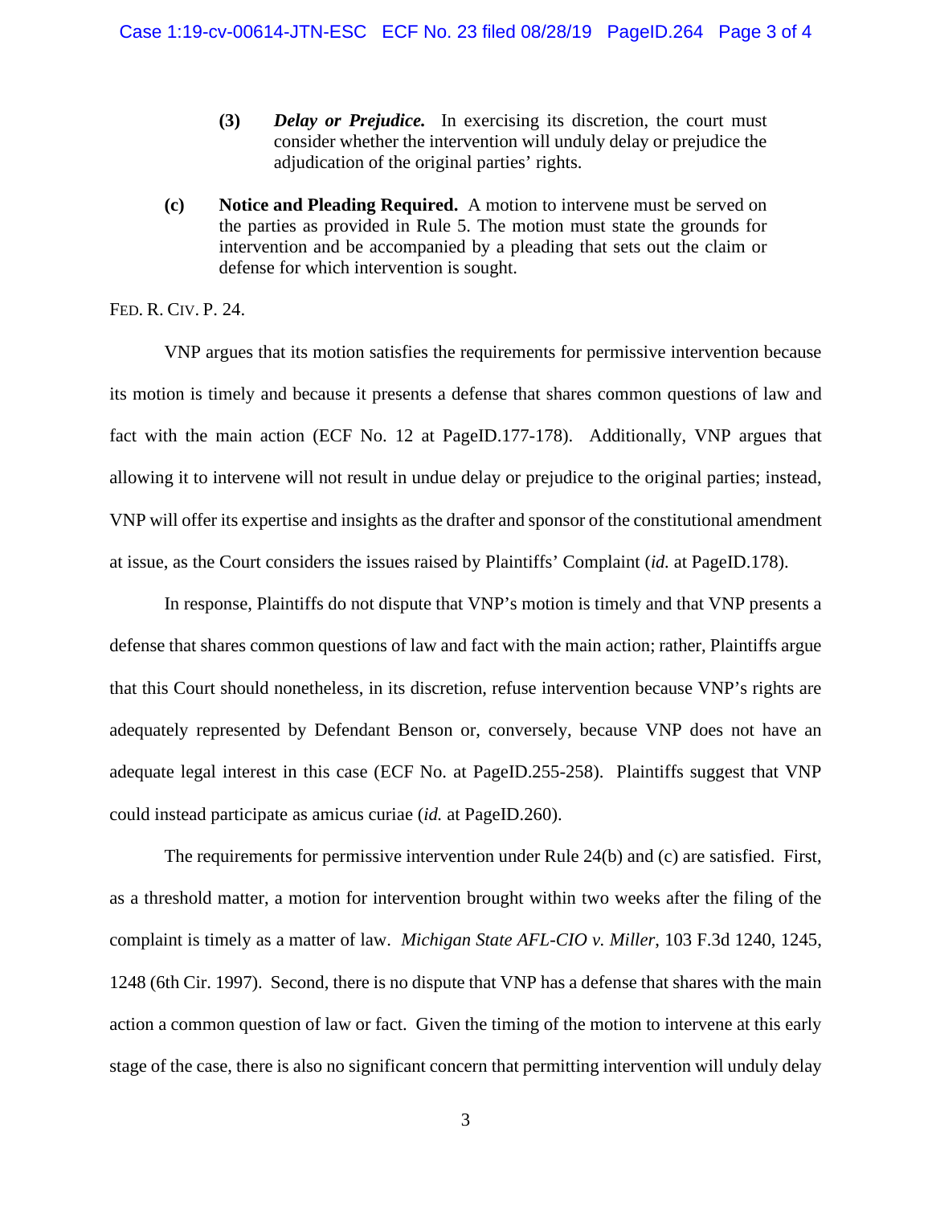> **(3)** ***Delay or Prejudice.*** In exercising its discretion, the court must consider whether the intervention will unduly delay or prejudice the adjudication of the original parties' rights.

> **(c)** **Notice and Pleading Required.** A motion to intervene must be served on the parties as provided in Rule 5. The motion must state the grounds for intervention and be accompanied by a pleading that sets out the claim or defense for which intervention is sought.

FED. R. CIV. P. 24.

VNP argues that its motion satisfies the requirements for permissive intervention because its motion is timely and because it presents a defense that shares common questions of law and fact with the main action (ECF No. 12 at PageID.177-178). Additionally, VNP argues that allowing it to intervene will not result in undue delay or prejudice to the original parties; instead, VNP will offer its expertise and insights as the drafter and sponsor of the constitutional amendment at issue, as the Court considers the issues raised by Plaintiffs' Complaint (*id.* at PageID.178).

In response, Plaintiffs do not dispute that VNP's motion is timely and that VNP presents a defense that shares common questions of law and fact with the main action; rather, Plaintiffs argue that this Court should nonetheless, in its discretion, refuse intervention because VNP's rights are adequately represented by Defendant Benson or, conversely, because VNP does not have an adequate legal interest in this case (ECF No. at PageID.255-258). Plaintiffs suggest that VNP could instead participate as amicus curiae (*id.* at PageID.260).

The requirements for permissive intervention under Rule 24(b) and (c) are satisfied. First, as a threshold matter, a motion for intervention brought within two weeks after the filing of the complaint is timely as a matter of law. *Michigan State AFL-CIO v. Miller*, 103 F.3d 1240, 1245, 1248 (6th Cir. 1997). Second, there is no dispute that VNP has a defense that shares with the main action a common question of law or fact. Given the timing of the motion to intervene at this early stage of the case, there is also no significant concern that permitting intervention will unduly delay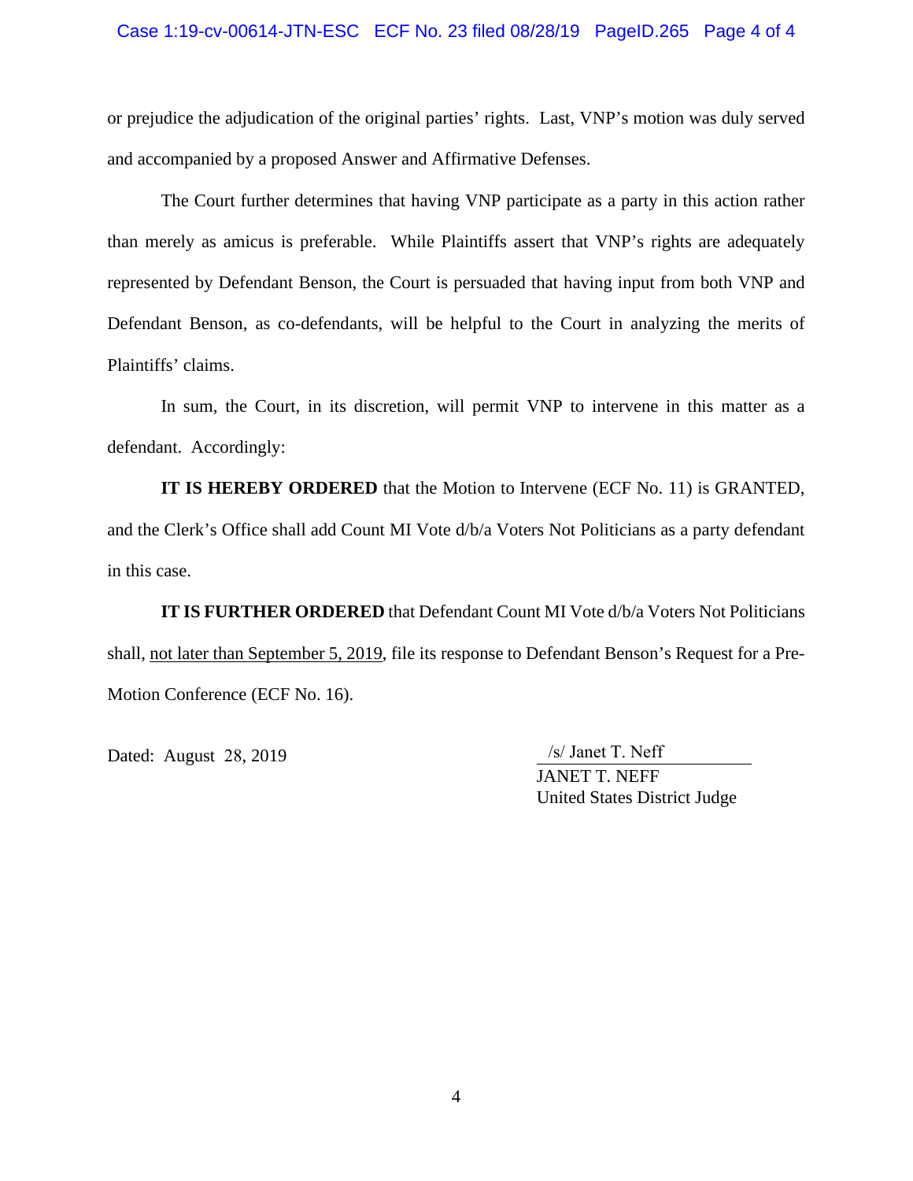or prejudice the adjudication of the original parties' rights. Last, VNP's motion was duly served and accompanied by a proposed Answer and Affirmative Defenses.

The Court further determines that having VNP participate as a party in this action rather than merely as amicus is preferable. While Plaintiffs assert that VNP's rights are adequately represented by Defendant Benson, the Court is persuaded that having input from both VNP and Defendant Benson, as co-defendants, will be helpful to the Court in analyzing the merits of Plaintiffs' claims.

In sum, the Court, in its discretion, will permit VNP to intervene in this matter as a defendant. Accordingly:

**IT IS HEREBY ORDERED** that the Motion to Intervene (ECF No. 11) is GRANTED, and the Clerk's Office shall add Count MI Vote d/b/a Voters Not Politicians as a party defendant in this case.

**IT IS FURTHER ORDERED** that Defendant Count MI Vote d/b/a Voters Not Politicians shall, not later than September 5, 2019, file its response to Defendant Benson's Request for a Pre-Motion Conference (ECF No. 16).

Dated: August 28, 2019

/s/ Janet T. Neff
JANET T. NEFF
United States District Judge